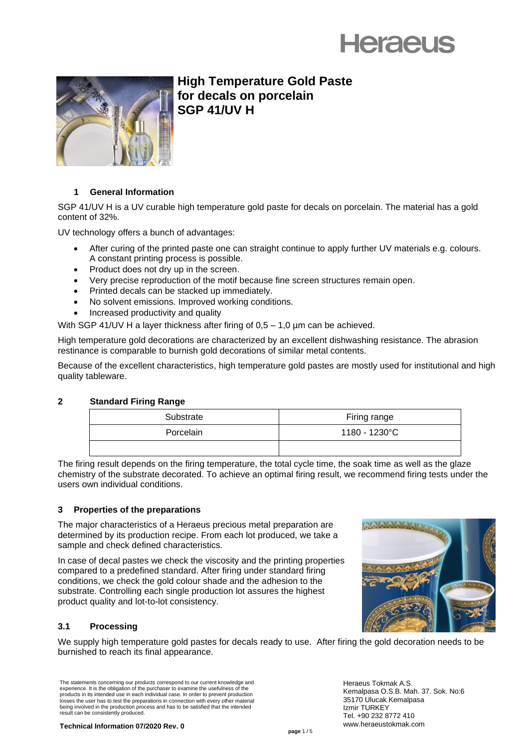# High Temperature Gold Paste for decals on porcelain SGP 41/UV H

## 1 General Information

SGP 41/UV H is a UV curable high temperature gold paste for decals on porcelain. The material has a gold content of 32%.

UV technology offers a bunch of advantages:

- After curing of the printed paste one can straight continue to apply further UV materials e.g. colours. A constant printing process is possible.
- Product does not dry up in the screen.
- Very precise reproduction of the motif because fine screen structures remain open.
- Printed decals can be stacked up immediately.
- No solvent emissions. Improved working conditions.
- Increased productivity and quality

With SGP 41/UV H a layer thickness after firing of 0,5 – 1,0 µm can be achieved.

High temperature gold decorations are characterized by an excellent dishwashing resistance. The abrasion restinance is comparable to burnish gold decorations of similar metal contents.

Because of the excellent characteristics, high temperature gold pastes are mostly used for institutional and high quality tableware.

## 2 Standard Firing Range

| Substrate | Firing range |
|---|---|
| Porcelain | 1180 - 1230°C |
| | |

The firing result depends on the firing temperature, the total cycle time, the soak time as well as the glaze chemistry of the substrate decorated. To achieve an optimal firing result, we recommend firing tests under the users own individual conditions.

## 3 Properties of the preparations

The major characteristics of a Heraeus precious metal preparation are determined by its production recipe. From each lot produced, we take a sample and check defined characteristics.

In case of decal pastes we check the viscosity and the printing properties compared to a predefined standard. After firing under standard firing conditions, we check the gold colour shade and the adhesion to the substrate. Controlling each single production lot assures the highest product quality and lot-to-lot consistency.

### 3.1 Processing

We supply high temperature gold pastes for decals ready to use. After firing the gold decoration needs to be burnished to reach its final appearance.

The statements concerning our products correspond to our current knowledge and experience. It is the obligation of the purchaser to examine the usefulness of the products in its intended use in each individual case. In order to prevent production losses the user has to test the preparations in connection with every other material being involved in the production process and has to be satisfied that the intended result can be consistently produced.

**Technical Information 07/2020 Rev. 0**

Heraeus Tokmak A.S.
Kemalpasa O.S.B. Mah. 37. Sok. No:6
35170 Ulucak Kemalpasa
Izmir TURKEY
Tel. +90 232 8772 410
www.heraeustokmak.com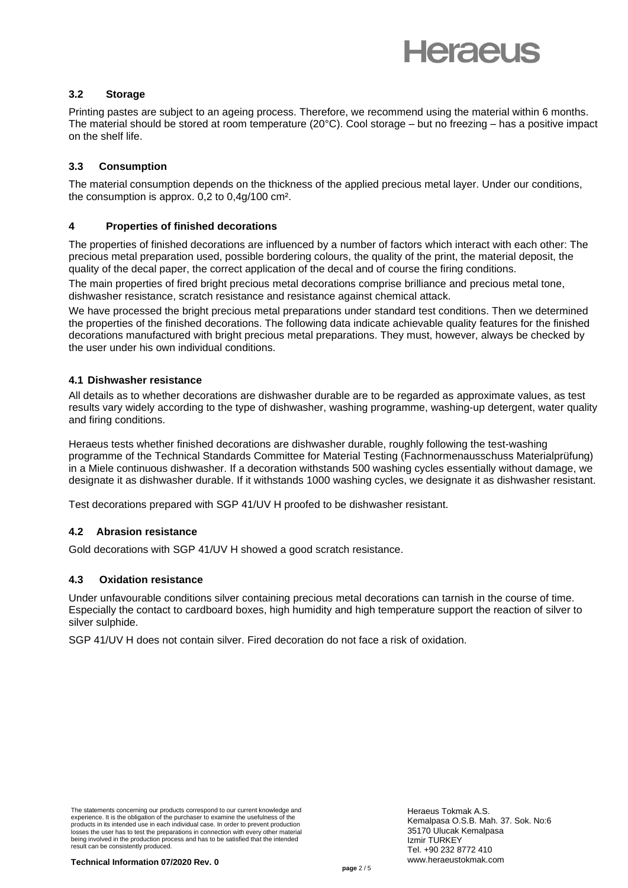### 3.2 Storage

Printing pastes are subject to an ageing process. Therefore, we recommend using the material within 6 months. The material should be stored at room temperature (20°C). Cool storage – but no freezing – has a positive impact on the shelf life.

### 3.3 Consumption

The material consumption depends on the thickness of the applied precious metal layer. Under our conditions, the consumption is approx. 0,2 to 0,4g/100 cm².

## 4 Properties of finished decorations

The properties of finished decorations are influenced by a number of factors which interact with each other: The precious metal preparation used, possible bordering colours, the quality of the print, the material deposit, the quality of the decal paper, the correct application of the decal and of course the firing conditions.

The main properties of fired bright precious metal decorations comprise brilliance and precious metal tone, dishwasher resistance, scratch resistance and resistance against chemical attack.

We have processed the bright precious metal preparations under standard test conditions. Then we determined the properties of the finished decorations. The following data indicate achievable quality features for the finished decorations manufactured with bright precious metal preparations. They must, however, always be checked by the user under his own individual conditions.

### 4.1 Dishwasher resistance

All details as to whether decorations are dishwasher durable are to be regarded as approximate values, as test results vary widely according to the type of dishwasher, washing programme, washing-up detergent, water quality and firing conditions.

Heraeus tests whether finished decorations are dishwasher durable, roughly following the test-washing programme of the Technical Standards Committee for Material Testing (Fachnormenausschuss Materialprüfung) in a Miele continuous dishwasher. If a decoration withstands 500 washing cycles essentially without damage, we designate it as dishwasher durable. If it withstands 1000 washing cycles, we designate it as dishwasher resistant.

Test decorations prepared with SGP 41/UV H proofed to be dishwasher resistant.

### 4.2 Abrasion resistance

Gold decorations with SGP 41/UV H showed a good scratch resistance.

### 4.3 Oxidation resistance

Under unfavourable conditions silver containing precious metal decorations can tarnish in the course of time. Especially the contact to cardboard boxes, high humidity and high temperature support the reaction of silver to silver sulphide.

SGP 41/UV H does not contain silver. Fired decoration do not face a risk of oxidation.

The statements concerning our products correspond to our current knowledge and experience. It is the obligation of the purchaser to examine the usefulness of the products in its intended use in each individual case. In order to prevent production losses the user has to test the preparations in connection with every other material being involved in the production process and has to be satisfied that the intended result can be consistently produced.

Heraeus Tokmak A.S.
Kemalpasa O.S.B. Mah. 37. Sok. No:6
35170 Ulucak Kemalpasa
Izmir TURKEY
Tel. +90 232 8772 410
www.heraeustokmak.com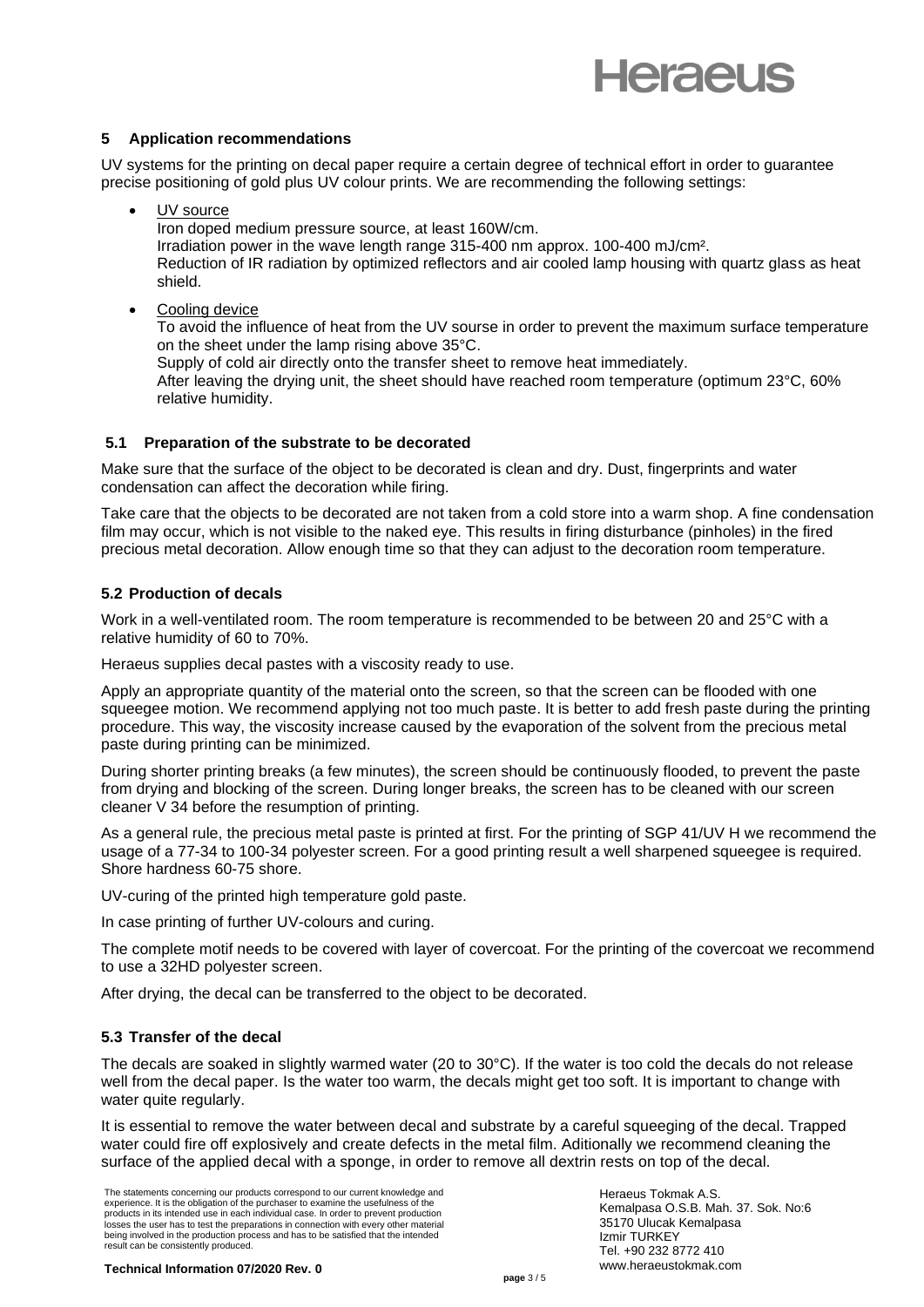## 5 Application recommendations

UV systems for the printing on decal paper require a certain degree of technical effort in order to guarantee precise positioning of gold plus UV colour prints. We are recommending the following settings:

- UV source
  Iron doped medium pressure source, at least 160W/cm.
  Irradiation power in the wave length range 315-400 nm approx. 100-400 mJ/cm².
  Reduction of IR radiation by optimized reflectors and air cooled lamp housing with quartz glass as heat shield.

- Cooling device
  To avoid the influence of heat from the UV sourse in order to prevent the maximum surface temperature on the sheet under the lamp rising above 35°C.
  Supply of cold air directly onto the transfer sheet to remove heat immediately.
  After leaving the drying unit, the sheet should have reached room temperature (optimum 23°C, 60% relative humidity.

### 5.1 Preparation of the substrate to be decorated

Make sure that the surface of the object to be decorated is clean and dry. Dust, fingerprints and water condensation can affect the decoration while firing.

Take care that the objects to be decorated are not taken from a cold store into a warm shop. A fine condensation film may occur, which is not visible to the naked eye. This results in firing disturbance (pinholes) in the fired precious metal decoration. Allow enough time so that they can adjust to the decoration room temperature.

### 5.2 Production of decals

Work in a well-ventilated room. The room temperature is recommended to be between 20 and 25°C with a relative humidity of 60 to 70%.

Heraeus supplies decal pastes with a viscosity ready to use.

Apply an appropriate quantity of the material onto the screen, so that the screen can be flooded with one squeegee motion. We recommend applying not too much paste. It is better to add fresh paste during the printing procedure. This way, the viscosity increase caused by the evaporation of the solvent from the precious metal paste during printing can be minimized.

During shorter printing breaks (a few minutes), the screen should be continuously flooded, to prevent the paste from drying and blocking of the screen. During longer breaks, the screen has to be cleaned with our screen cleaner V 34 before the resumption of printing.

As a general rule, the precious metal paste is printed at first. For the printing of SGP 41/UV H we recommend the usage of a 77-34 to 100-34 polyester screen. For a good printing result a well sharpened squeegee is required. Shore hardness 60-75 shore.

UV-curing of the printed high temperature gold paste.

In case printing of further UV-colours and curing.

The complete motif needs to be covered with layer of covercoat. For the printing of the covercoat we recommend to use a 32HD polyester screen.

After drying, the decal can be transferred to the object to be decorated.

### 5.3 Transfer of the decal

The decals are soaked in slightly warmed water (20 to 30°C). If the water is too cold the decals do not release well from the decal paper. Is the water too warm, the decals might get too soft. It is important to change with water quite regularly.

It is essential to remove the water between decal and substrate by a careful squeeging of the decal. Trapped water could fire off explosively and create defects in the metal film. Aditionally we recommend cleaning the surface of the applied decal with a sponge, in order to remove all dextrin rests on top of the decal.

The statements concerning our products correspond to our current knowledge and experience. It is the obligation of the purchaser to examine the usefulness of the products in its intended use in each individual case. In order to prevent production losses the user has to test the preparations in connection with every other material being involved in the production process and has to be satisfied that the intended result can be consistently produced.

Heraeus Tokmak A.S.
Kemalpasa O.S.B. Mah. 37. Sok. No:6
35170 Ulucak Kemalpasa
Izmir TURKEY
Tel. +90 232 8772 410
www.heraeustokmak.com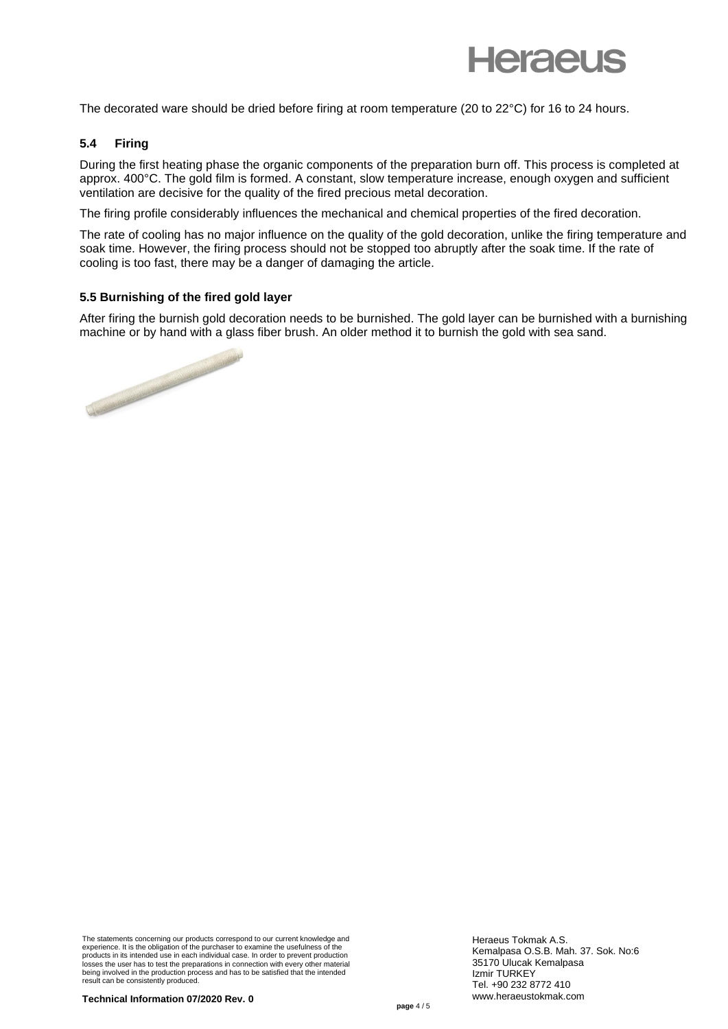The decorated ware should be dried before firing at room temperature (20 to 22°C) for 16 to 24 hours.

### 5.4 Firing

During the first heating phase the organic components of the preparation burn off. This process is completed at approx. 400°C. The gold film is formed. A constant, slow temperature increase, enough oxygen and sufficient ventilation are decisive for the quality of the fired precious metal decoration.

The firing profile considerably influences the mechanical and chemical properties of the fired decoration.

The rate of cooling has no major influence on the quality of the gold decoration, unlike the firing temperature and soak time. However, the firing process should not be stopped too abruptly after the soak time. If the rate of cooling is too fast, there may be a danger of damaging the article.

### 5.5 Burnishing of the fired gold layer

After firing the burnish gold decoration needs to be burnished. The gold layer can be burnished with a burnishing machine or by hand with a glass fiber brush. An older method it to burnish the gold with sea sand.

The statements concerning our products correspond to our current knowledge and experience. It is the obligation of the purchaser to examine the usefulness of the products in its intended use in each individual case. In order to prevent production losses the user has to test the preparations in connection with every other material being involved in the production process and has to be satisfied that the intended result can be consistently produced.

**Technical Information 07/2020 Rev. 0**

Heraeus Tokmak A.S.
Kemalpasa O.S.B. Mah. 37. Sok. No:6
35170 Ulucak Kemalpasa
Izmir TURKEY
Tel. +90 232 8772 410
www.heraeustokmak.com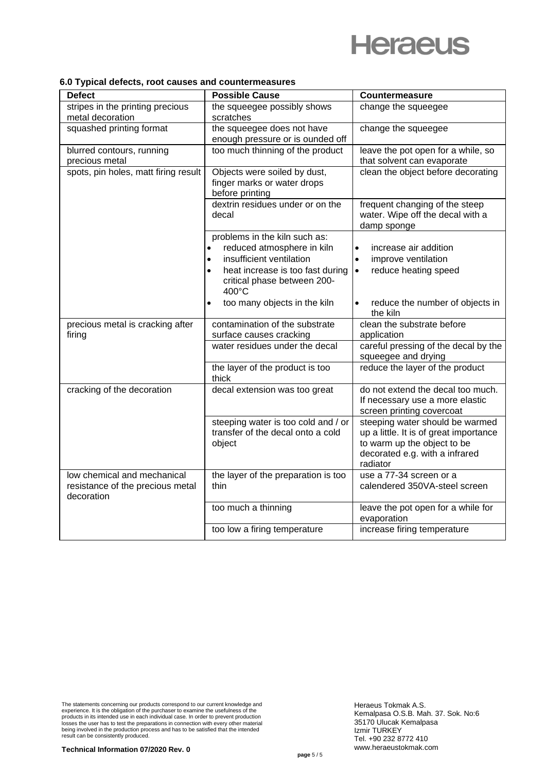### 6.0 Typical defects, root causes and countermeasures

| Defect | Possible Cause | Countermeasure |
|---|---|---|
| stripes in the printing precious metal decoration | the squeegee possibly shows scratches | change the squeegee |
| squashed printing format | the squeegee does not have enough pressure or is ounded off | change the squeegee |
| blurred contours, running precious metal | too much thinning of the product | leave the pot open for a while, so that solvent can evaporate |
| spots, pin holes, matt firing result | Objects were soiled by dust, finger marks or water drops before printing | clean the object before decorating |
| | dextrin residues under or on the decal | frequent changing of the steep water. Wipe off the decal with a damp sponge |
| | problems in the kiln such as: <br>• reduced atmosphere in kiln <br>• insufficient ventilation <br>• heat increase is too fast during critical phase between 200-400°C <br>• too many objects in the kiln | <br>• increase air addition <br>• improve ventilation <br>• reduce heating speed <br>• reduce the number of objects in the kiln |
| precious metal is cracking after firing | contamination of the substrate surface causes cracking | clean the substrate before application |
| | water residues under the decal | careful pressing of the decal by the squeegee and drying |
| | the layer of the product is too thick | reduce the layer of the product |
| cracking of the decoration | decal extension was too great | do not extend the decal too much. If necessary use a more elastic screen printing covercoat |
| | steeping water is too cold and / or transfer of the decal onto a cold object | steeping water should be warmed up a little. It is of great importance to warm up the object to be decorated e.g. with a infrared radiator |
| low chemical and mechanical resistance of the precious metal decoration | the layer of the preparation is too thin | use a 77-34 screen or a calendered 350VA-steel screen |
| | too much a thinning | leave the pot open for a while for evaporation |
| | too low a firing temperature | increase firing temperature |

The statements concerning our products correspond to our current knowledge and experience. It is the obligation of the purchaser to examine the usefulness of the products in its intended use in each individual case. In order to prevent production losses the user has to test the preparations in connection with every other material being involved in the production process and has to be satisfied that the intended result can be consistently produced.

Heraeus Tokmak A.S.
Kemalpasa O.S.B. Mah. 37. Sok. No:6
35170 Ulucak Kemalpasa
Izmir TURKEY
Tel. +90 232 8772 410
www.heraeustokmak.com

**Technical Information 07/2020 Rev. 0**